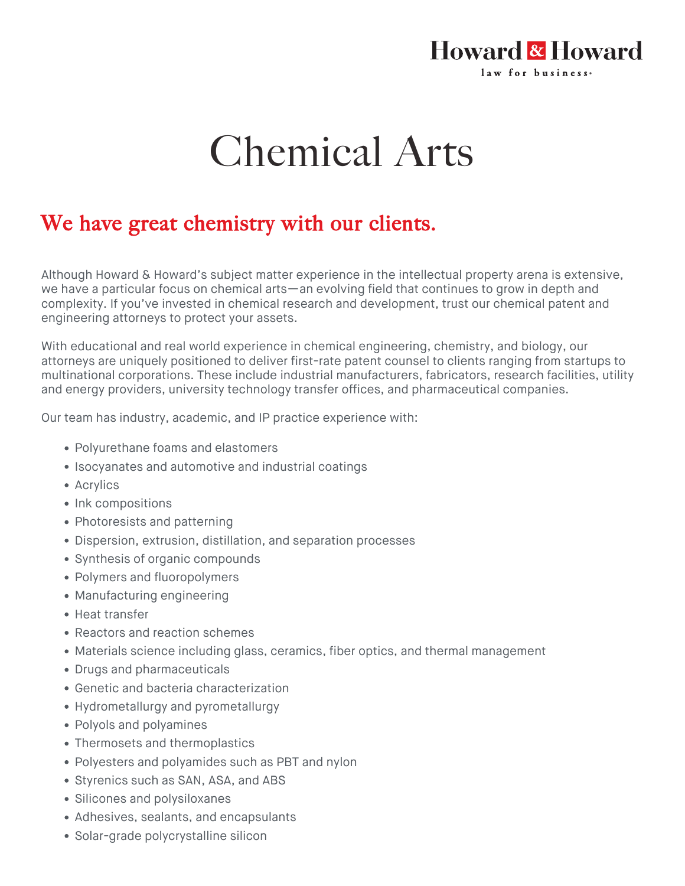Howard & Howard
law for business

# Chemical Arts

## We have great chemistry with our clients.

Although Howard & Howard's subject matter experience in the intellectual property arena is extensive, we have a particular focus on chemical arts—an evolving field that continues to grow in depth and complexity. If you've invested in chemical research and development, trust our chemical patent and engineering attorneys to protect your assets.

With educational and real world experience in chemical engineering, chemistry, and biology, our attorneys are uniquely positioned to deliver first-rate patent counsel to clients ranging from startups to multinational corporations. These include industrial manufacturers, fabricators, research facilities, utility and energy providers, university technology transfer offices, and pharmaceutical companies.

Our team has industry, academic, and IP practice experience with:

- Polyurethane foams and elastomers
- Isocyanates and automotive and industrial coatings
- Acrylics
- Ink compositions
- Photoresists and patterning
- Dispersion, extrusion, distillation, and separation processes
- Synthesis of organic compounds
- Polymers and fluoropolymers
- Manufacturing engineering
- Heat transfer
- Reactors and reaction schemes
- Materials science including glass, ceramics, fiber optics, and thermal management
- Drugs and pharmaceuticals
- Genetic and bacteria characterization
- Hydrometallurgy and pyrometallurgy
- Polyols and polyamines
- Thermosets and thermoplastics
- Polyesters and polyamides such as PBT and nylon
- Styrenics such as SAN, ASA, and ABS
- Silicones and polysiloxanes
- Adhesives, sealants, and encapsulants
- Solar-grade polycrystalline silicon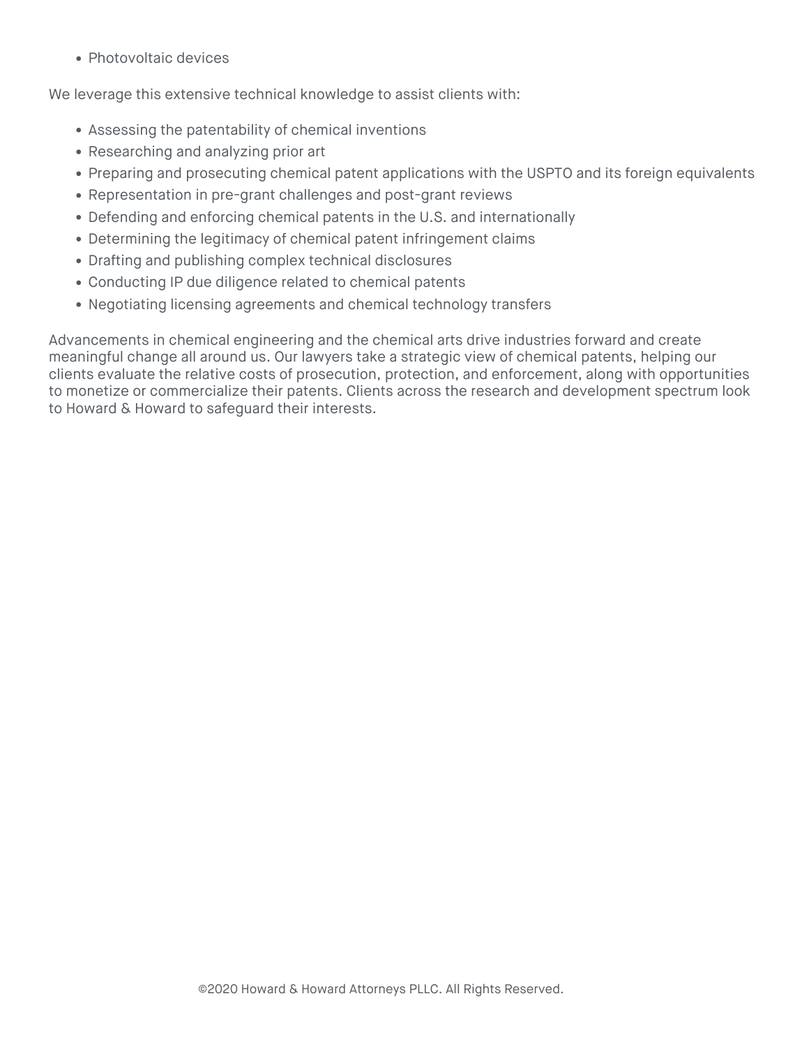- Photovoltaic devices

We leverage this extensive technical knowledge to assist clients with:

- Assessing the patentability of chemical inventions
- Researching and analyzing prior art
- Preparing and prosecuting chemical patent applications with the USPTO and its foreign equivalents
- Representation in pre-grant challenges and post-grant reviews
- Defending and enforcing chemical patents in the U.S. and internationally
- Determining the legitimacy of chemical patent infringement claims
- Drafting and publishing complex technical disclosures
- Conducting IP due diligence related to chemical patents
- Negotiating licensing agreements and chemical technology transfers

Advancements in chemical engineering and the chemical arts drive industries forward and create meaningful change all around us. Our lawyers take a strategic view of chemical patents, helping our clients evaluate the relative costs of prosecution, protection, and enforcement, along with opportunities to monetize or commercialize their patents. Clients across the research and development spectrum look to Howard & Howard to safeguard their interests.

©2020 Howard & Howard Attorneys PLLC. All Rights Reserved.